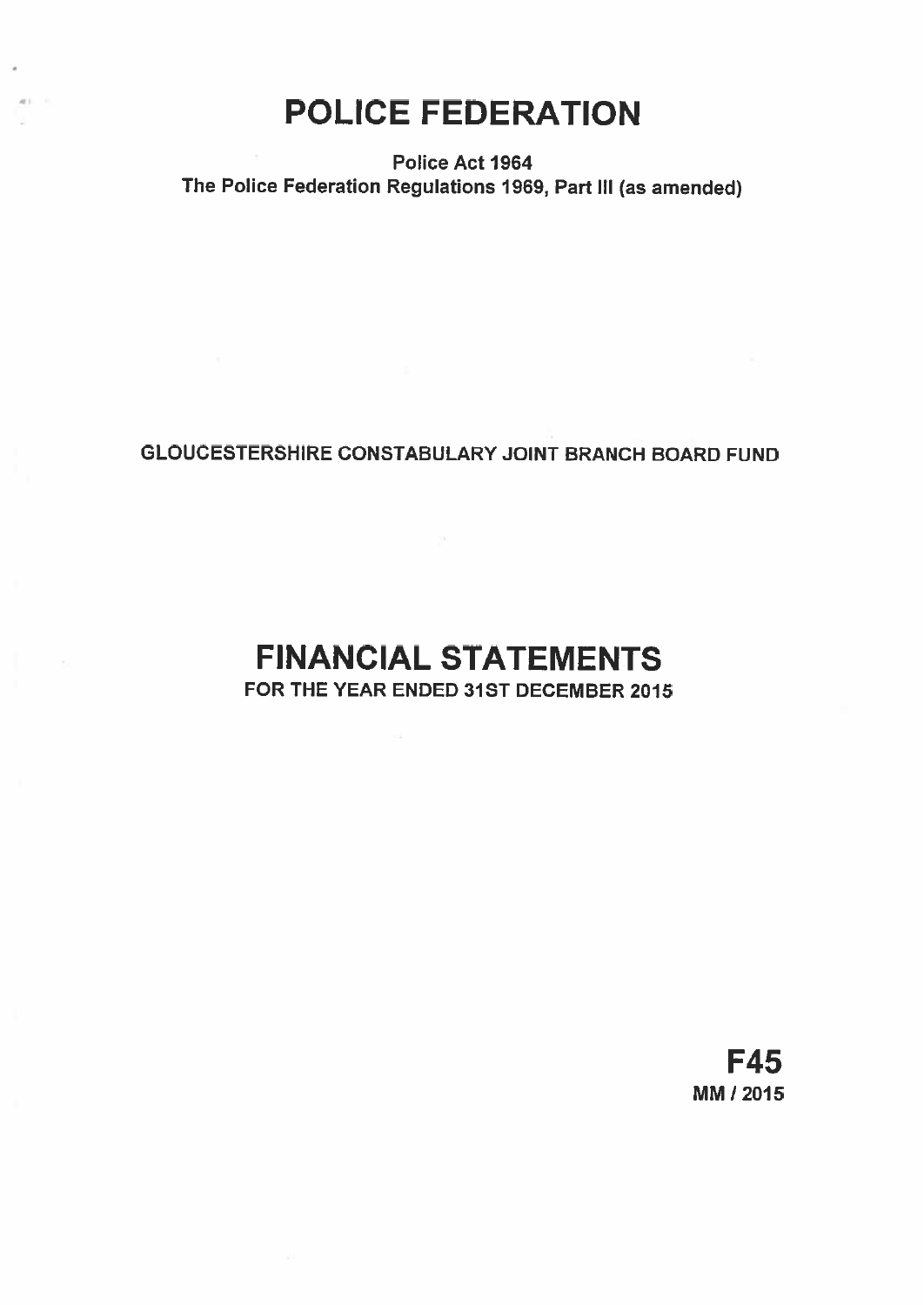# POLICE FEDERATION

**Police Act 1964**
**The Police Federation Regulations 1969, Part III (as amended)**

**GLOUCESTERSHIRE CONSTABULARY JOINT BRANCH BOARD FUND**

# FINANCIAL STATEMENTS

**FOR THE YEAR ENDED 31ST DECEMBER 2015**

**F45**
**MM / 2015**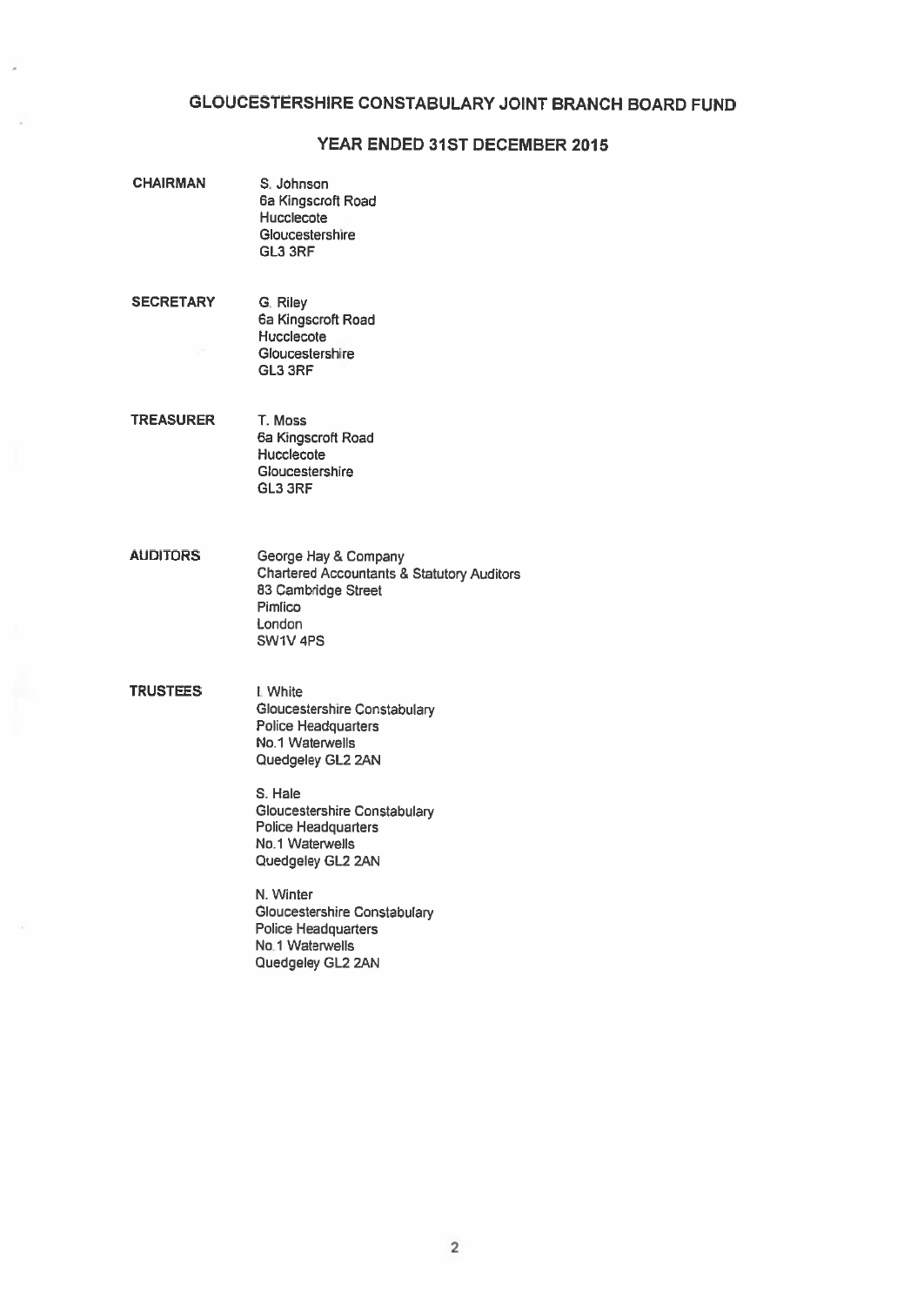# GLOUCESTERSHIRE CONSTABULARY JOINT BRANCH BOARD FUND

## YEAR ENDED 31ST DECEMBER 2015

**CHAIRMAN**

S. Johnson
6a Kingscroft Road
Hucclecote
Gloucestershire
GL3 3RF

**SECRETARY**

G. Riley
6a Kingscroft Road
Hucclecote
Gloucestershire
GL3 3RF

**TREASURER**

T. Moss
6a Kingscroft Road
Hucclecote
Gloucestershire
GL3 3RF

**AUDITORS**

George Hay & Company
Chartered Accountants & Statutory Auditors
83 Cambridge Street
Pimlico
London
SW1V 4PS

**TRUSTEES**

I. White
Gloucestershire Constabulary
Police Headquarters
No.1 Waterwells
Quedgeley GL2 2AN

S. Hale
Gloucestershire Constabulary
Police Headquarters
No.1 Waterwells
Quedgeley GL2 2AN

N. Winter
Gloucestershire Constabulary
Police Headquarters
No.1 Waterwells
Quedgeley GL2 2AN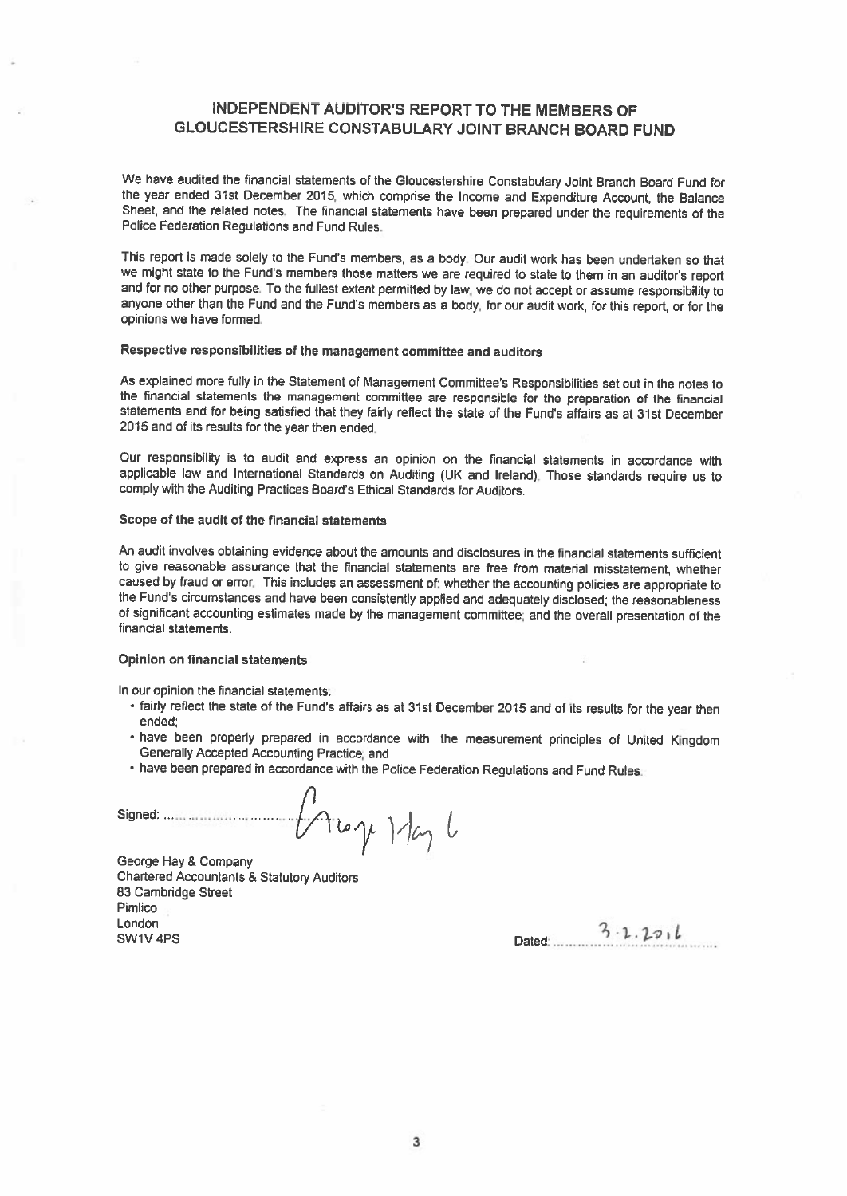# INDEPENDENT AUDITOR'S REPORT TO THE MEMBERS OF GLOUCESTERSHIRE CONSTABULARY JOINT BRANCH BOARD FUND

We have audited the financial statements of the Gloucestershire Constabulary Joint Branch Board Fund for the year ended 31st December 2015, which comprise the Income and Expenditure Account, the Balance Sheet, and the related notes. The financial statements have been prepared under the requirements of the Police Federation Regulations and Fund Rules.

This report is made solely to the Fund's members, as a body. Our audit work has been undertaken so that we might state to the Fund's members those matters we are required to state to them in an auditor's report and for no other purpose. To the fullest extent permitted by law, we do not accept or assume responsibility to anyone other than the Fund and the Fund's members as a body, for our audit work, for this report, or for the opinions we have formed.

### Respective responsibilities of the management committee and auditors

As explained more fully in the Statement of Management Committee's Responsibilities set out in the notes to the financial statements the management committee are responsible for the preparation of the financial statements and for being satisfied that they fairly reflect the state of the Fund's affairs as at 31st December 2015 and of its results for the year then ended.

Our responsibility is to audit and express an opinion on the financial statements in accordance with applicable law and International Standards on Auditing (UK and Ireland). Those standards require us to comply with the Auditing Practices Board's Ethical Standards for Auditors.

### Scope of the audit of the financial statements

An audit involves obtaining evidence about the amounts and disclosures in the financial statements sufficient to give reasonable assurance that the financial statements are free from material misstatement, whether caused by fraud or error. This includes an assessment of: whether the accounting policies are appropriate to the Fund's circumstances and have been consistently applied and adequately disclosed; the reasonableness of significant accounting estimates made by the management committee; and the overall presentation of the financial statements.

### Opinion on financial statements

In our opinion the financial statements:

- fairly reflect the state of the Fund's affairs as at 31st December 2015 and of its results for the year then ended;
- have been properly prepared in accordance with the measurement principles of United Kingdom Generally Accepted Accounting Practice; and
- have been prepared in accordance with the Police Federation Regulations and Fund Rules.

Signed: George Hay & Co

George Hay & Company
Chartered Accountants & Statutory Auditors
83 Cambridge Street
Pimlico
London
SW1V 4PS

Dated: 3.2.2016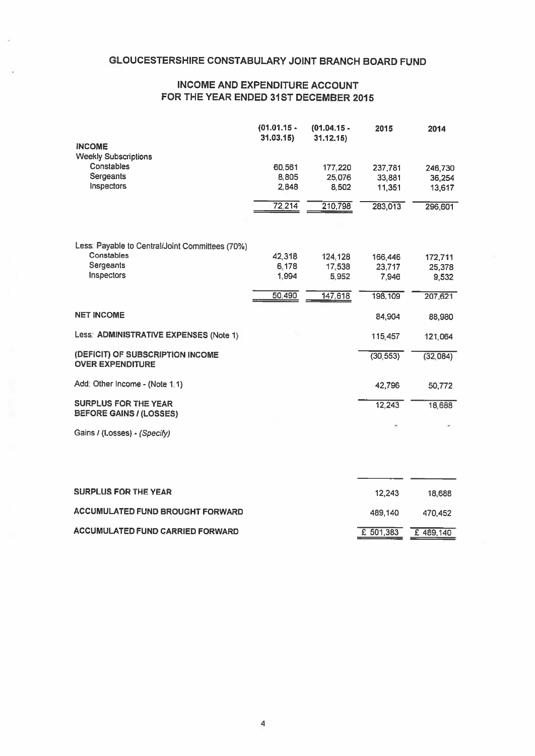# GLOUCESTERSHIRE CONSTABULARY JOINT BRANCH BOARD FUND

## INCOME AND EXPENDITURE ACCOUNT FOR THE YEAR ENDED 31ST DECEMBER 2015

| | (01.01.15 - 31.03.15) | (01.04.15 - 31.12.15) | 2015 | 2014 |
|---|---|---|---|---|
| **INCOME** | | | | |
| Weekly Subscriptions | | | | |
| Constables | 60,561 | 177,220 | 237,781 | 246,730 |
| Sergeants | 8,805 | 25,076 | 33,881 | 36,254 |
| Inspectors | 2,848 | 8,502 | 11,351 | 13,617 |
| | 72,214 | 210,798 | 283,013 | 296,601 |
| Less: Payable to Central/Joint Committees (70%) | | | | |
| Constables | 42,318 | 124,128 | 166,446 | 172,711 |
| Sergeants | 6,178 | 17,538 | 23,717 | 25,378 |
| Inspectors | 1,994 | 5,952 | 7,946 | 9,532 |
| | 50,490 | 147,618 | 198,109 | 207,621 |
| **NET INCOME** | | | 84,904 | 88,980 |
| Less: **ADMINISTRATIVE EXPENSES** (Note 1) | | | 115,457 | 121,064 |
| **(DEFICIT) OF SUBSCRIPTION INCOME OVER EXPENDITURE** | | | (30,553) | (32,084) |
| Add: Other Income - (Note 1.1) | | | 42,796 | 50,772 |
| **SURPLUS FOR THE YEAR BEFORE GAINS / (LOSSES)** | | | 12,243 | 18,688 |
| Gains / (Losses) - *(Specify)* | | | - | - |
| **SURPLUS FOR THE YEAR** | | | 12,243 | 18,688 |
| **ACCUMULATED FUND BROUGHT FORWARD** | | | 489,140 | 470,452 |
| **ACCUMULATED FUND CARRIED FORWARD** | | | £ 501,383 | £ 489,140 |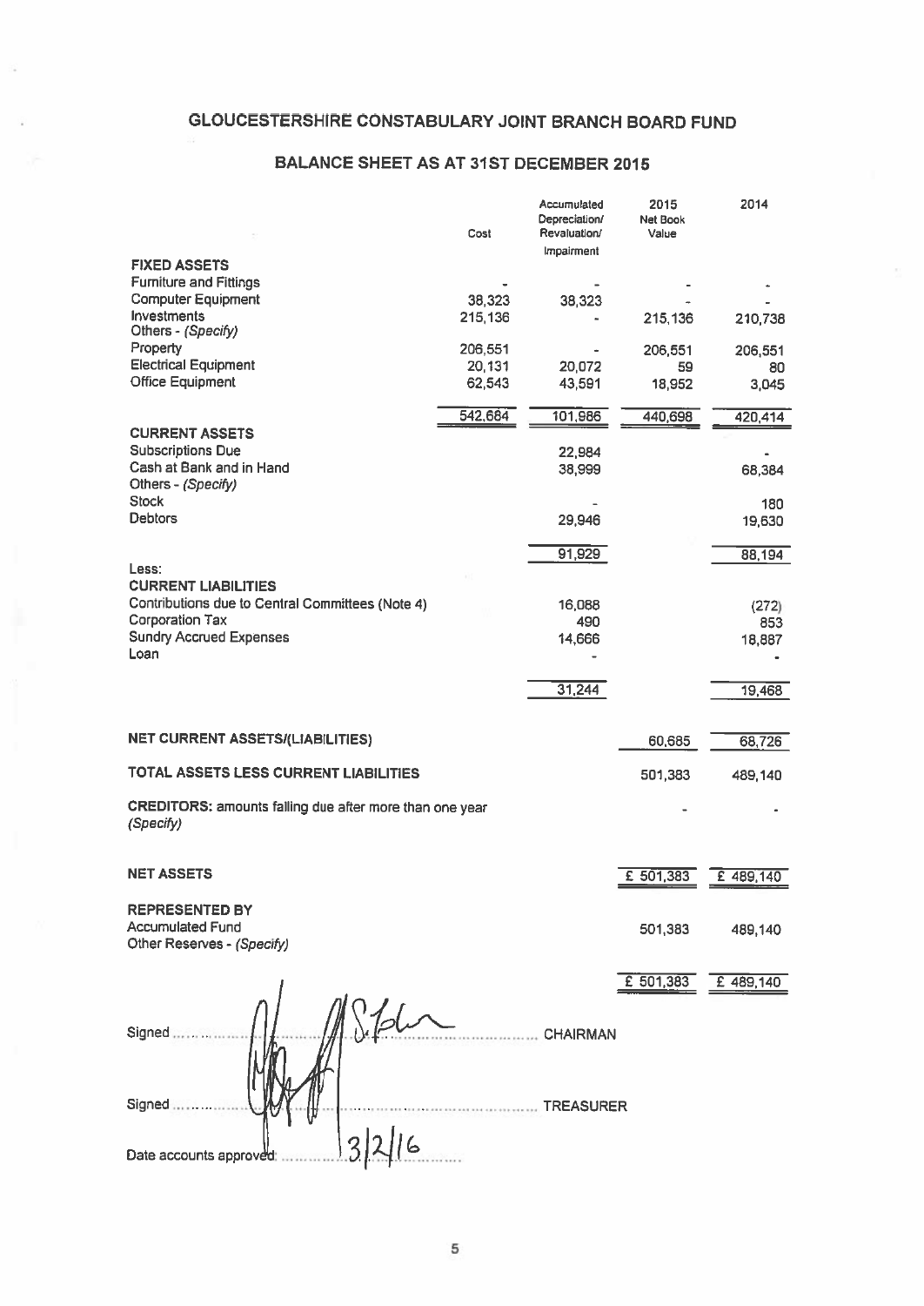# GLOUCESTERSHIRE CONSTABULARY JOINT BRANCH BOARD FUND

## BALANCE SHEET AS AT 31ST DECEMBER 2015

| | Cost | Accumulated Depreciation/ Revaluation/ Impairment | 2015 Net Book Value | 2014 |
|---|---|---|---|---|
| **FIXED ASSETS** | | | | |
| Furniture and Fittings | - | - | - | - |
| Computer Equipment | 38,323 | 38,323 | - | - |
| Investments | 215,136 | - | 215,136 | 210,738 |
| Others - *(Specify)* | | | | |
| Property | 206,551 | - | 206,551 | 206,551 |
| Electrical Equipment | 20,131 | 20,072 | 59 | 80 |
| Office Equipment | 62,543 | 43,591 | 18,952 | 3,045 |
| | 542,684 | 101,986 | 440,698 | 420,414 |
| **CURRENT ASSETS** | | | | |
| Subscriptions Due | | 22,984 | | - |
| Cash at Bank and in Hand | | 38,999 | | 68,384 |
| Others - *(Specify)* | | | | |
| Stock | | - | | 180 |
| Debtors | | 29,946 | | 19,630 |
| | | 91,929 | | 88,194 |
| Less: | | | | |
| **CURRENT LIABILITIES** | | | | |
| Contributions due to Central Committees (Note 4) | | 16,088 | | (272) |
| Corporation Tax | | 490 | | 853 |
| Sundry Accrued Expenses | | 14,666 | | 18,887 |
| Loan | | - | | - |
| | | 31,244 | | 19,468 |
| **NET CURRENT ASSETS/(LIABILITIES)** | | | 60,685 | 68,726 |
| **TOTAL ASSETS LESS CURRENT LIABILITIES** | | | 501,383 | 489,140 |
| **CREDITORS:** amounts falling due after more than one year *(Specify)* | | | - | - |
| **NET ASSETS** | | | £ 501,383 | £ 489,140 |
| **REPRESENTED BY** | | | | |
| Accumulated Fund | | | 501,383 | 489,140 |
| Other Reserves - *(Specify)* | | | | |
| | | | £ 501,383 | £ 489,140 |

Signed .................................................. CHAIRMAN

Signed .................................................. TREASURER

Date accounts approved: 3/2/16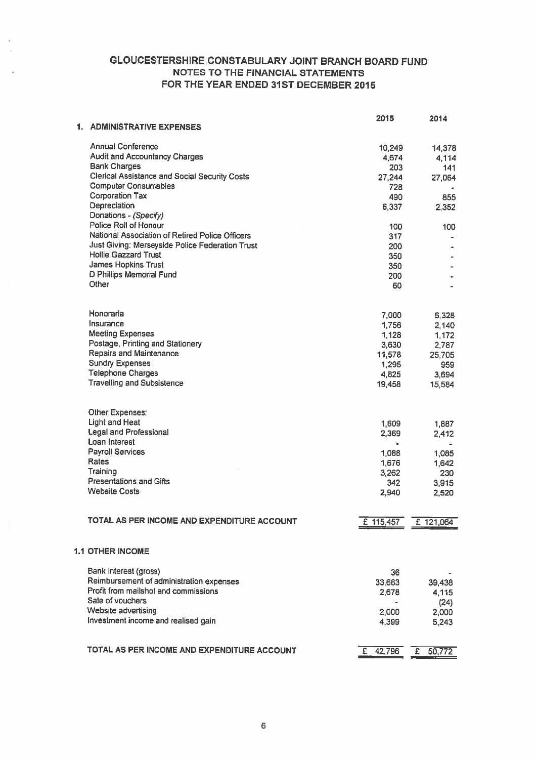# GLOUCESTERSHIRE CONSTABULARY JOINT BRANCH BOARD FUND
## NOTES TO THE FINANCIAL STATEMENTS
## FOR THE YEAR ENDED 31ST DECEMBER 2015

| | 2015 | 2014 |
|---|---|---|
| **1. ADMINISTRATIVE EXPENSES** | | |
| Annual Conference | 10,249 | 14,378 |
| Audit and Accountancy Charges | 4,674 | 4,114 |
| Bank Charges | 203 | 141 |
| Clerical Assistance and Social Security Costs | 27,244 | 27,064 |
| Computer Consumables | 728 | - |
| Corporation Tax | 490 | 855 |
| Depreciation | 6,337 | 2,352 |
| Donations - *(Specify)* | | |
| Police Roll of Honour | 100 | 100 |
| National Association of Retired Police Officers | 317 | - |
| Just Giving: Merseyside Police Federation Trust | 200 | - |
| Hollie Gazzard Trust | 350 | - |
| James Hopkins Trust | 350 | - |
| D Phillips Memorial Fund | 200 | - |
| Other | 60 | - |
| Honoraria | 7,000 | 6,328 |
| Insurance | 1,756 | 2,140 |
| Meeting Expenses | 1,128 | 1,172 |
| Postage, Printing and Stationery | 3,630 | 2,787 |
| Repairs and Maintenance | 11,578 | 25,705 |
| Sundry Expenses | 1,295 | 959 |
| Telephone Charges | 4,825 | 3,694 |
| Travelling and Subsistence | 19,458 | 15,584 |
| Other Expenses: | | |
| Light and Heat | 1,609 | 1,887 |
| Legal and Professional | 2,369 | 2,412 |
| Loan Interest | - | - |
| Payroll Services | 1,088 | 1,085 |
| Rates | 1,676 | 1,642 |
| Training | 3,262 | 230 |
| Presentations and Gifts | 342 | 3,915 |
| Website Costs | 2,940 | 2,520 |
| **TOTAL AS PER INCOME AND EXPENDITURE ACCOUNT** | £ 115,457 | £ 121,064 |

| | 2015 | 2014 |
|---|---|---|
| **1.1 OTHER INCOME** | | |
| Bank interest (gross) | 36 | - |
| Reimbursement of administration expenses | 33,683 | 39,438 |
| Profit from mailshot and commissions | 2,678 | 4,115 |
| Sale of vouchers | - | (24) |
| Website advertising | 2,000 | 2,000 |
| Investment income and realised gain | 4,399 | 5,243 |
| **TOTAL AS PER INCOME AND EXPENDITURE ACCOUNT** | £ 42,796 | £ 50,772 |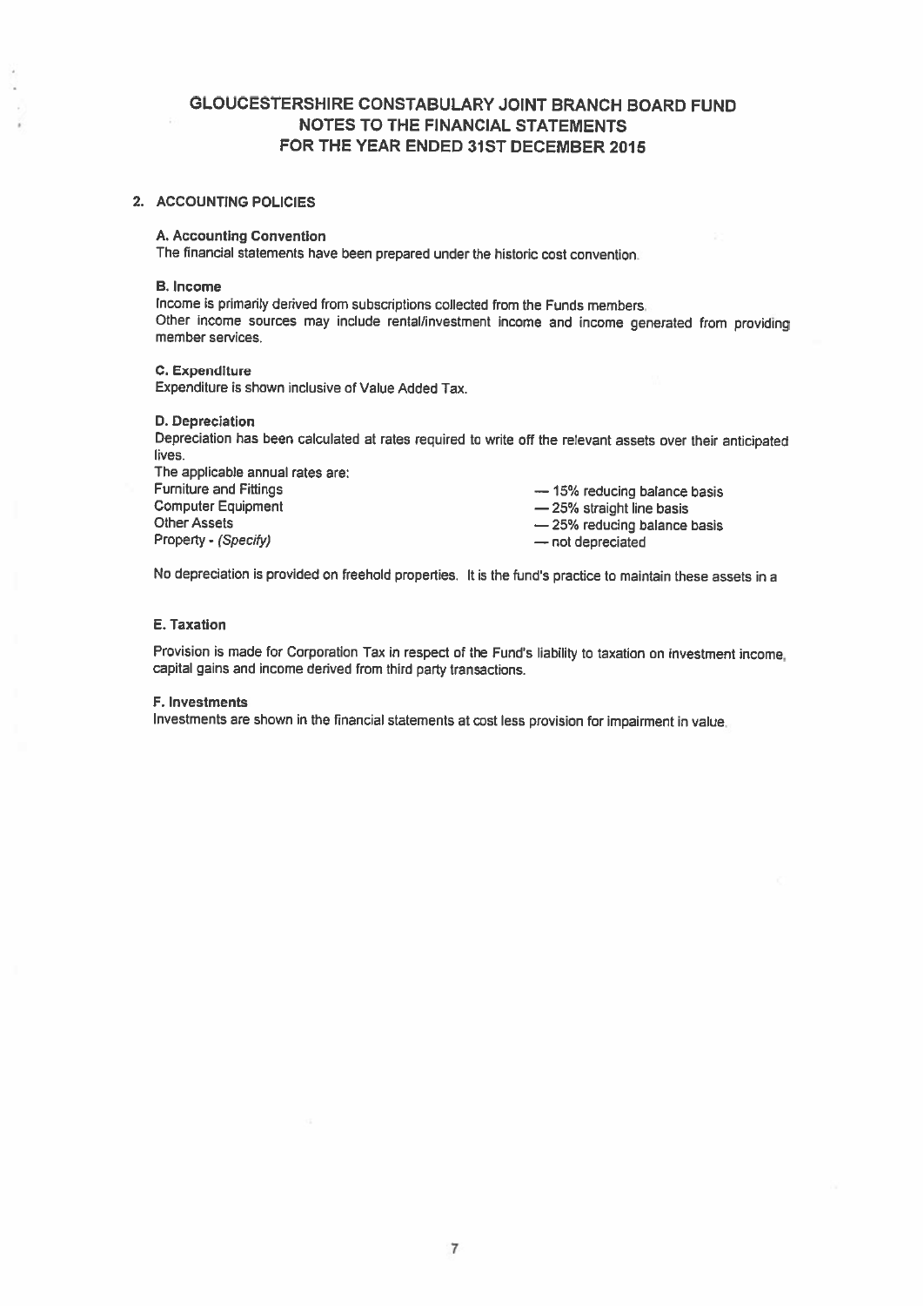# GLOUCESTERSHIRE CONSTABULARY JOINT BRANCH BOARD FUND
## NOTES TO THE FINANCIAL STATEMENTS
## FOR THE YEAR ENDED 31ST DECEMBER 2015

### 2. ACCOUNTING POLICIES

**A. Accounting Convention**
The financial statements have been prepared under the historic cost convention.

**B. Income**
Income is primarily derived from subscriptions collected from the Funds members.
Other income sources may include rental/investment income and income generated from providing member services.

**C. Expenditure**
Expenditure is shown inclusive of Value Added Tax.

**D. Depreciation**
Depreciation has been calculated at rates required to write off the relevant assets over their anticipated lives.
The applicable annual rates are:

| | |
|---|---|
| Furniture and Fittings | — 15% reducing balance basis |
| Computer Equipment | — 25% straight line basis |
| Other Assets | — 25% reducing balance basis |
| Property - *(Specify)* | — not depreciated |

No depreciation is provided on freehold properties. It is the fund's practice to maintain these assets in a

**E. Taxation**

Provision is made for Corporation Tax in respect of the Fund's liability to taxation on investment income, capital gains and income derived from third party transactions.

**F. Investments**
Investments are shown in the financial statements at cost less provision for impairment in value.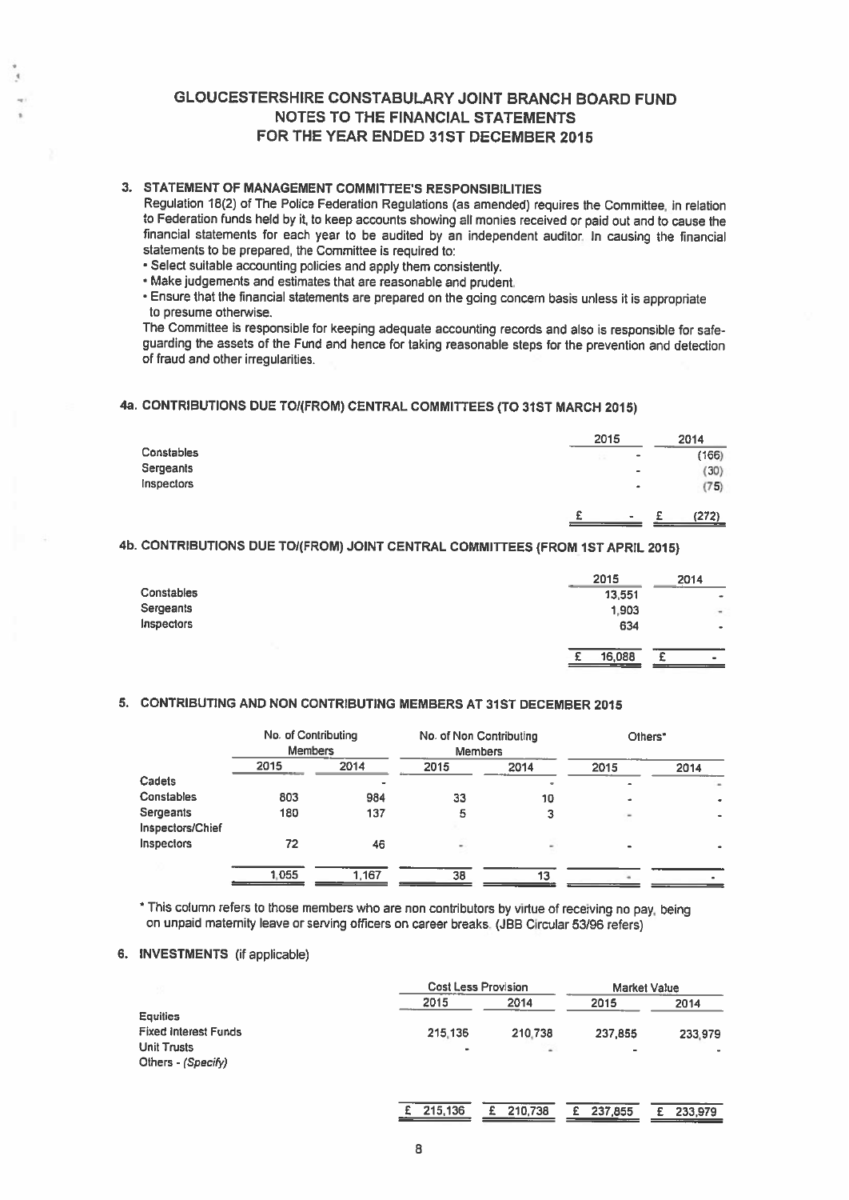# GLOUCESTERSHIRE CONSTABULARY JOINT BRANCH BOARD FUND
## NOTES TO THE FINANCIAL STATEMENTS
## FOR THE YEAR ENDED 31ST DECEMBER 2015

### 3. STATEMENT OF MANAGEMENT COMMITTEE'S RESPONSIBILITIES

Regulation 18(2) of The Police Federation Regulations (as amended) requires the Committee, in relation to Federation funds held by it, to keep accounts showing all monies received or paid out and to cause the financial statements for each year to be audited by an independent auditor. In causing the financial statements to be prepared, the Committee is required to:

- Select suitable accounting policies and apply them consistently.
- Make judgements and estimates that are reasonable and prudent.
- Ensure that the financial statements are prepared on the going concern basis unless it is appropriate to presume otherwise.

The Committee is responsible for keeping adequate accounting records and also is responsible for safe-guarding the assets of the Fund and hence for taking reasonable steps for the prevention and detection of fraud and other irregularities.

### 4a. CONTRIBUTIONS DUE TO/(FROM) CENTRAL COMMITTEES (TO 31ST MARCH 2015)

| | 2015 | 2014 |
|---|---|---|
| Constables | - | (166) |
| Sergeants | - | (30) |
| Inspectors | - | (75) |
| | £ - | £ (272) |

### 4b. CONTRIBUTIONS DUE TO/(FROM) JOINT CENTRAL COMMITTEES (FROM 1ST APRIL 2015)

| | 2015 | 2014 |
|---|---|---|
| Constables | 13,551 | - |
| Sergeants | 1,903 | - |
| Inspectors | 634 | - |
| | £ 16,088 | £ - |

### 5. CONTRIBUTING AND NON CONTRIBUTING MEMBERS AT 31ST DECEMBER 2015

| | No. of Contributing Members | | No. of Non Contributing Members | | Others* | |
|---|---|---|---|---|---|---|
| | 2015 | 2014 | 2015 | 2014 | 2015 | 2014 |
| Cadets | | - | | - | - | - |
| Constables | 803 | 984 | 33 | 10 | - | - |
| Sergeants | 180 | 137 | 5 | 3 | - | - |
| Inspectors/Chief Inspectors | 72 | 46 | - | - | - | - |
| | 1,055 | 1,167 | 38 | 13 | - | - |

\* This column refers to those members who are non contributors by virtue of receiving no pay, being on unpaid maternity leave or serving officers on career breaks. (JBB Circular 53/96 refers)

### 6. INVESTMENTS (if applicable)

| | Cost Less Provision | | Market Value | |
|---|---|---|---|---|
| | 2015 | 2014 | 2015 | 2014 |
| Equities | | | | |
| Fixed Interest Funds | 215,136 | 210,738 | 237,855 | 233,979 |
| Unit Trusts | - | - | - | - |
| Others - *(Specify)* | | | | |
| | £ 215,136 | £ 210,738 | £ 237,855 | £ 233,979 |